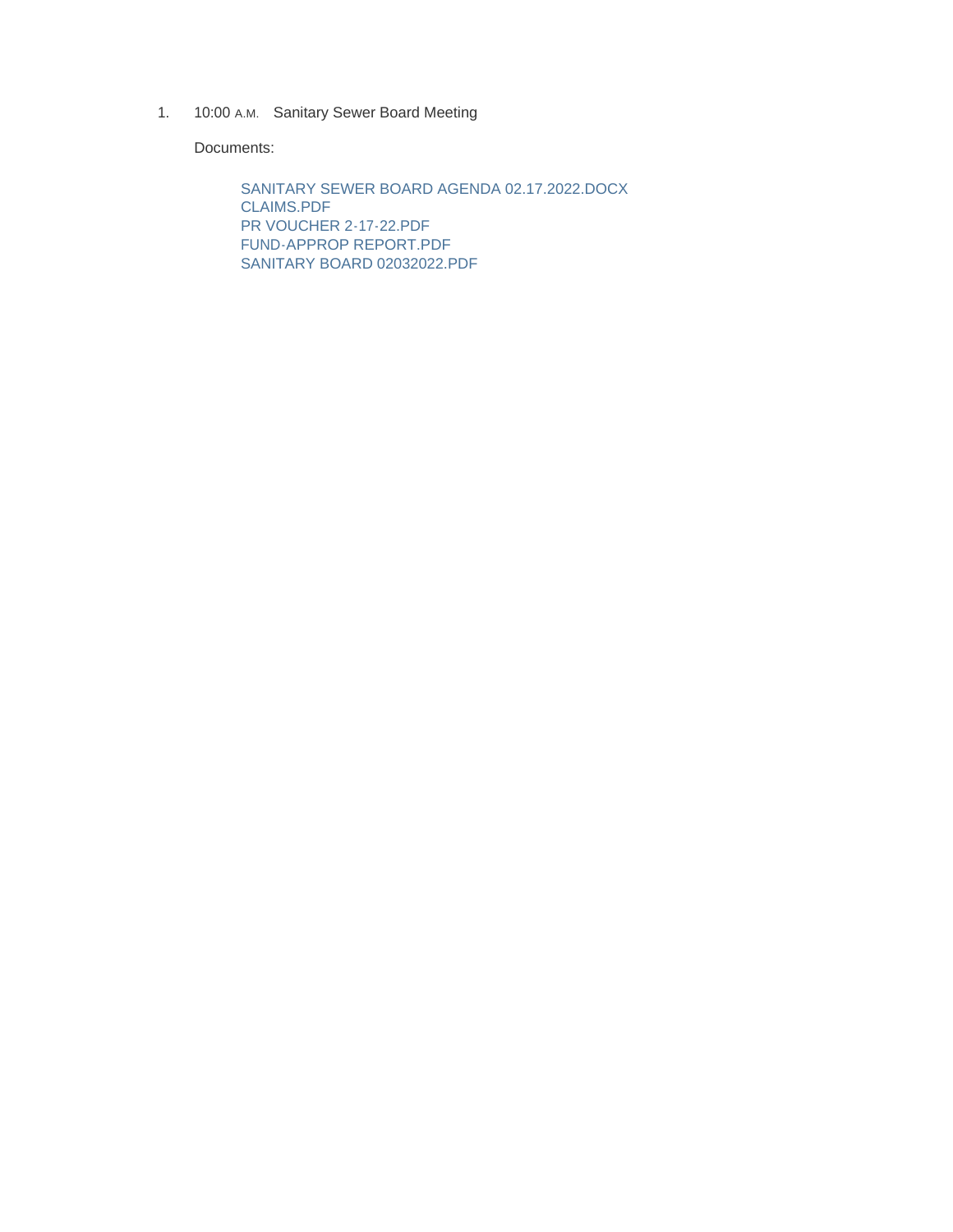1. 10:00 A.M. Sanitary Sewer Board Meeting

   Documents:

   SANITARY SEWER BOARD AGENDA 02.17.2022.DOCX
   CLAIMS.PDF
   PR VOUCHER 2-17-22.PDF
   FUND-APPROP REPORT.PDF
   SANITARY BOARD 02032022.PDF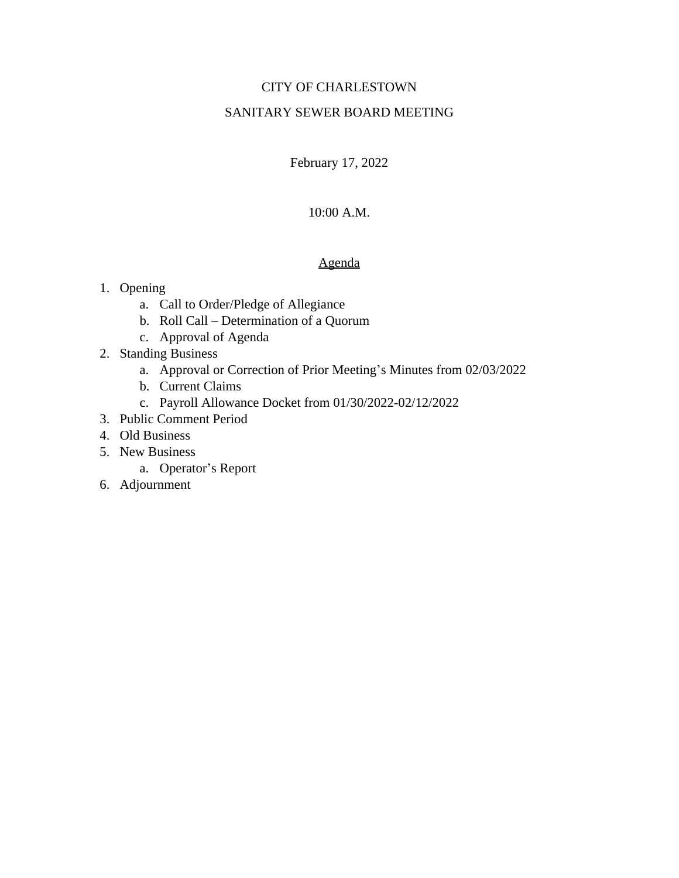# CITY OF CHARLESTOWN

## SANITARY SEWER BOARD MEETING

February 17, 2022

10:00 A.M.

## Agenda

1. Opening
   a. Call to Order/Pledge of Allegiance
   b. Roll Call – Determination of a Quorum
   c. Approval of Agenda
2. Standing Business
   a. Approval or Correction of Prior Meeting's Minutes from 02/03/2022
   b. Current Claims
   c. Payroll Allowance Docket from 01/30/2022-02/12/2022
3. Public Comment Period
4. Old Business
5. New Business
   a. Operator's Report
6. Adjournment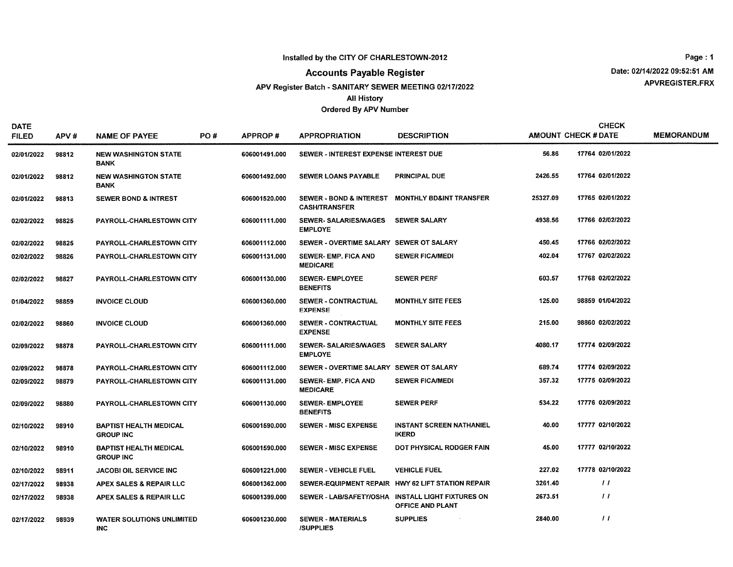Installed by the CITY OF CHARLESTOWN-2012

# Accounts Payable Register

Date: 02/14/2022 09:52:51 AM

APVREGISTER.FRX

APV Register Batch - SANITARY SEWER MEETING 02/17/2022

All History

Ordered By APV Number

| DATE FILED | APV # | NAME OF PAYEE | PO # | APPROP # | APPROPRIATION | DESCRIPTION | AMOUNT | CHECK # | CHECK DATE | MEMORANDUM |
|---|---|---|---|---|---|---|---|---|---|---|
| 02/01/2022 | 98812 | NEW WASHINGTON STATE BANK | | 606001491.000 | SEWER - INTEREST EXPENSE | INTEREST DUE | 56.86 | 17764 | 02/01/2022 | |
| 02/01/2022 | 98812 | NEW WASHINGTON STATE BANK | | 606001492.000 | SEWER LOANS PAYABLE | PRINCIPAL DUE | 2426.55 | 17764 | 02/01/2022 | |
| 02/01/2022 | 98813 | SEWER BOND & INTREST | | 606001520.000 | SEWER - BOND & INTEREST CASH/TRANSFER | MONTHLY BD&INT TRANSFER | 25327.09 | 17765 | 02/01/2022 | |
| 02/02/2022 | 98825 | PAYROLL-CHARLESTOWN CITY | | 606001111.000 | SEWER- SALARIES/WAGES EMPLOYE | SEWER SALARY | 4938.56 | 17766 | 02/02/2022 | |
| 02/02/2022 | 98825 | PAYROLL-CHARLESTOWN CITY | | 606001112.000 | SEWER - OVERTIME SALARY | SEWER OT SALARY | 450.45 | 17766 | 02/02/2022 | |
| 02/02/2022 | 98826 | PAYROLL-CHARLESTOWN CITY | | 606001131.000 | SEWER- EMP. FICA AND MEDICARE | SEWER FICA/MEDI | 402.04 | 17767 | 02/02/2022 | |
| 02/02/2022 | 98827 | PAYROLL-CHARLESTOWN CITY | | 606001130.000 | SEWER- EMPLOYEE BENEFITS | SEWER PERF | 603.57 | 17768 | 02/02/2022 | |
| 01/04/2022 | 98859 | INVOICE CLOUD | | 606001360.000 | SEWER - CONTRACTUAL EXPENSE | MONTHLY SITE FEES | 125.00 | 98859 | 01/04/2022 | |
| 02/02/2022 | 98860 | INVOICE CLOUD | | 606001360.000 | SEWER - CONTRACTUAL EXPENSE | MONTHLY SITE FEES | 215.00 | 98860 | 02/02/2022 | |
| 02/09/2022 | 98878 | PAYROLL-CHARLESTOWN CITY | | 606001111.000 | SEWER- SALARIES/WAGES EMPLOYE | SEWER SALARY | 4080.17 | 17774 | 02/09/2022 | |
| 02/09/2022 | 98878 | PAYROLL-CHARLESTOWN CITY | | 606001112.000 | SEWER - OVERTIME SALARY | SEWER OT SALARY | 689.74 | 17774 | 02/09/2022 | |
| 02/09/2022 | 98879 | PAYROLL-CHARLESTOWN CITY | | 606001131.000 | SEWER- EMP. FICA AND MEDICARE | SEWER FICA/MEDI | 357.32 | 17775 | 02/09/2022 | |
| 02/09/2022 | 98880 | PAYROLL-CHARLESTOWN CITY | | 606001130.000 | SEWER- EMPLOYEE BENEFITS | SEWER PERF | 534.22 | 17776 | 02/09/2022 | |
| 02/10/2022 | 98910 | BAPTIST HEALTH MEDICAL GROUP INC | | 606001590.000 | SEWER - MISC EXPENSE | INSTANT SCREEN NATHANIEL IKERD | 40.00 | 17777 | 02/10/2022 | |
| 02/10/2022 | 98910 | BAPTIST HEALTH MEDICAL GROUP INC | | 606001590.000 | SEWER - MISC EXPENSE | DOT PHYSICAL RODGER FAIN | 45.00 | 17777 | 02/10/2022 | |
| 02/10/2022 | 98911 | JACOBI OIL SERVICE INC | | 606001221.000 | SEWER - VEHICLE FUEL | VEHICLE FUEL | 227.02 | 17778 | 02/10/2022 | |
| 02/17/2022 | 98938 | APEX SALES & REPAIR LLC | | 606001362.000 | SEWER-EQUIPMENT REPAIR | HWY 62 LIFT STATION REPAIR | 3261.40 | | / / | |
| 02/17/2022 | 98938 | APEX SALES & REPAIR LLC | | 606001399.000 | SEWER - LAB/SAFETY/OSHA | INSTALL LIGHT FIXTURES ON OFFICE AND PLANT | 2673.51 | | / / | |
| 02/17/2022 | 98939 | WATER SOLUTIONS UNLIMITED INC | | 606001230.000 | SEWER - MATERIALS /SUPPLIES | SUPPLIES | 2840.00 | | / / | |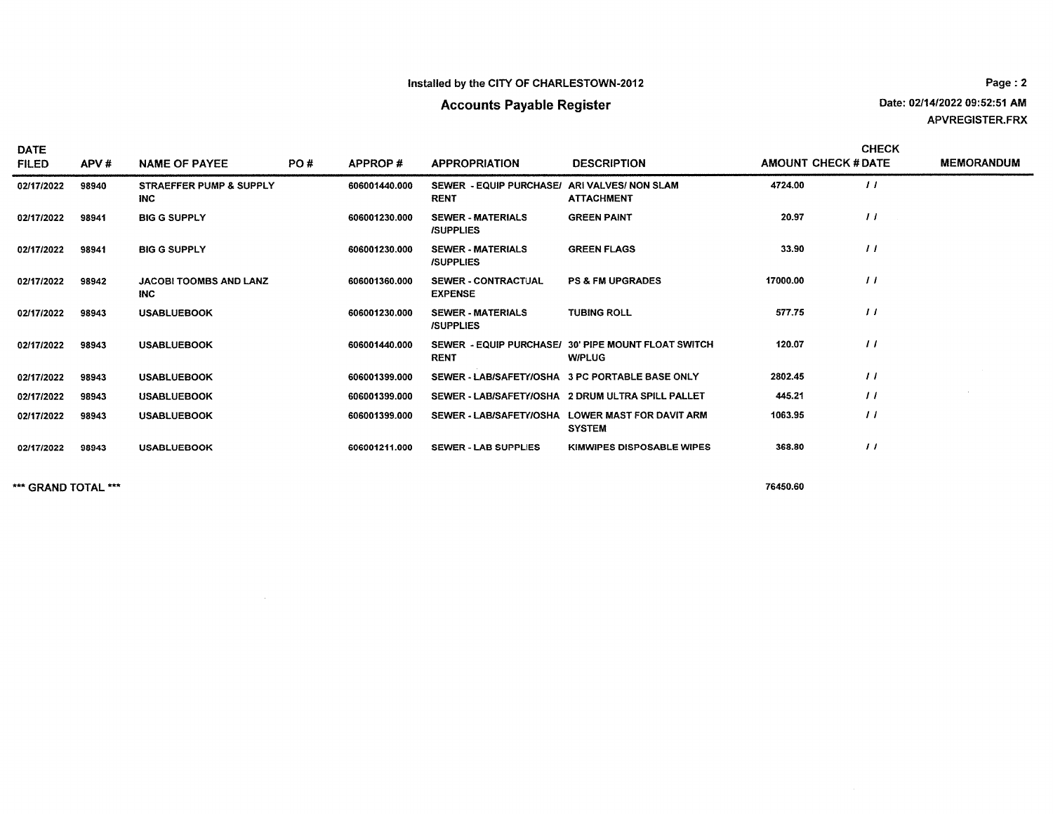Installed by the CITY OF CHARLESTOWN-2012

## Accounts Payable Register

Date: 02/14/2022 09:52:51 AM
APVREGISTER.FRX

| DATE FILED | APV # | NAME OF PAYEE | PO # | APPROP # | APPROPRIATION | DESCRIPTION | AMOUNT | CHECK # | CHECK DATE | MEMORANDUM |
|---|---|---|---|---|---|---|---|---|---|---|
| 02/17/2022 | 98940 | STRAEFFER PUMP & SUPPLY INC | | 606001440.000 | SEWER - EQUIP PURCHASE/ RENT | ARI VALVES/ NON SLAM ATTACHMENT | 4724.00 | | / / | |
| 02/17/2022 | 98941 | BIG G SUPPLY | | 606001230.000 | SEWER - MATERIALS /SUPPLIES | GREEN PAINT | 20.97 | | / / | |
| 02/17/2022 | 98941 | BIG G SUPPLY | | 606001230.000 | SEWER - MATERIALS /SUPPLIES | GREEN FLAGS | 33.90 | | / / | |
| 02/17/2022 | 98942 | JACOBI TOOMBS AND LANZ INC | | 606001360.000 | SEWER - CONTRACTUAL EXPENSE | PS & FM UPGRADES | 17000.00 | | / / | |
| 02/17/2022 | 98943 | USABLUEBOOK | | 606001230.000 | SEWER - MATERIALS /SUPPLIES | TUBING ROLL | 577.75 | | / / | |
| 02/17/2022 | 98943 | USABLUEBOOK | | 606001440.000 | SEWER - EQUIP PURCHASE/ RENT | 30' PIPE MOUNT FLOAT SWITCH W/PLUG | 120.07 | | / / | |
| 02/17/2022 | 98943 | USABLUEBOOK | | 606001399.000 | SEWER - LAB/SAFETY/OSHA | 3 PC PORTABLE BASE ONLY | 2802.45 | | / / | |
| 02/17/2022 | 98943 | USABLUEBOOK | | 606001399.000 | SEWER - LAB/SAFETY/OSHA | 2 DRUM ULTRA SPILL PALLET | 445.21 | | / / | |
| 02/17/2022 | 98943 | USABLUEBOOK | | 606001399.000 | SEWER - LAB/SAFETY/OSHA | LOWER MAST FOR DAVIT ARM SYSTEM | 1063.95 | | / / | |
| 02/17/2022 | 98943 | USABLUEBOOK | | 606001211.000 | SEWER - LAB SUPPLIES | KIMWIPES DISPOSABLE WIPES | 368.80 | | / / | |

*** GRAND TOTAL *** 76450.60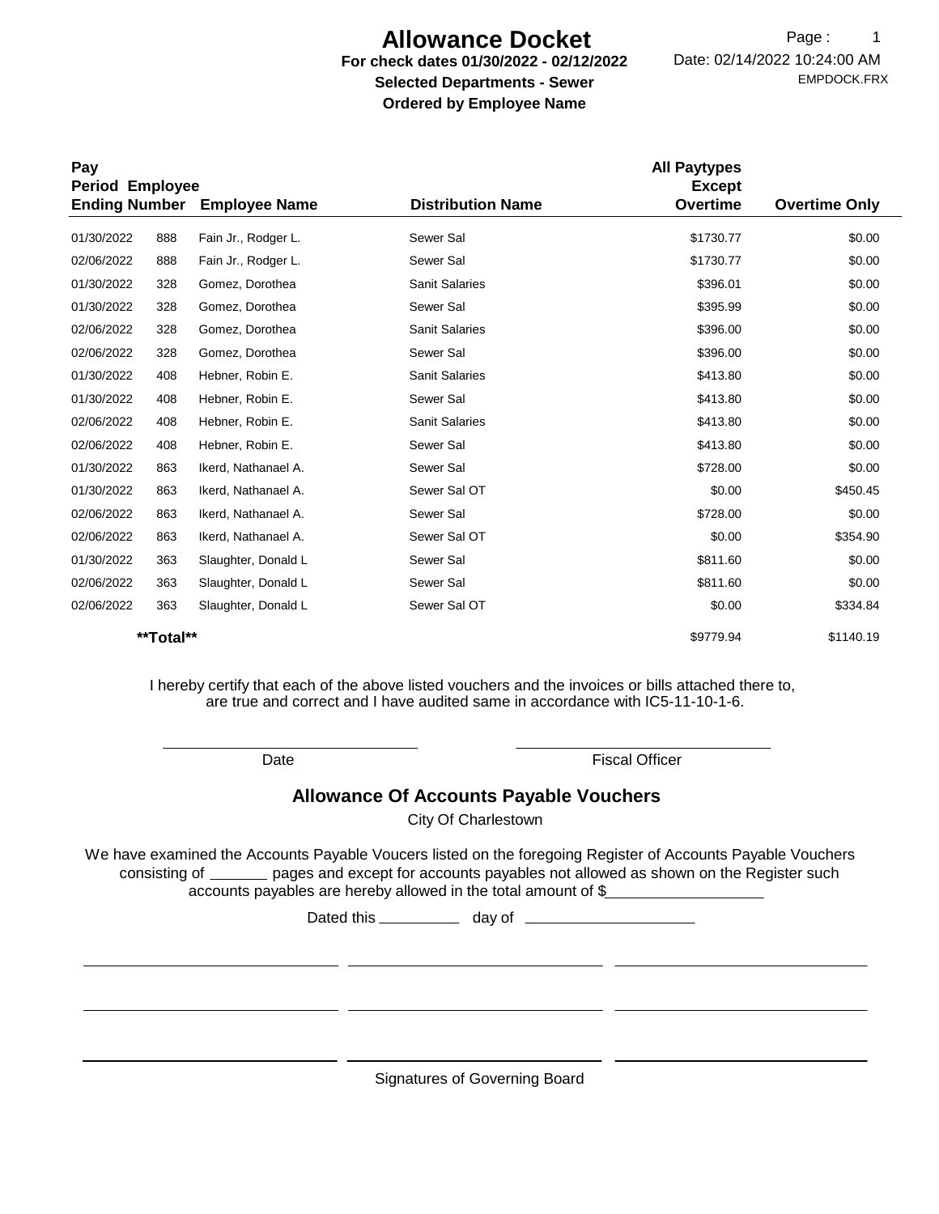# Allowance Docket

**For check dates 01/30/2022 - 02/12/2022**
**Selected Departments - Sewer**
**Ordered by Employee Name**

Date: 02/14/2022 10:24:00 AM
EMPDOCK.FRX

| Pay Period Ending | Employee Number | Employee Name | Distribution Name | All Paytypes Except Overtime | Overtime Only |
|---|---|---|---|---|---|
| 01/30/2022 | 888 | Fain Jr., Rodger L. | Sewer Sal | $1730.77 | $0.00 |
| 02/06/2022 | 888 | Fain Jr., Rodger L. | Sewer Sal | $1730.77 | $0.00 |
| 01/30/2022 | 328 | Gomez, Dorothea | Sanit Salaries | $396.01 | $0.00 |
| 01/30/2022 | 328 | Gomez, Dorothea | Sewer Sal | $395.99 | $0.00 |
| 02/06/2022 | 328 | Gomez, Dorothea | Sanit Salaries | $396.00 | $0.00 |
| 02/06/2022 | 328 | Gomez, Dorothea | Sewer Sal | $396.00 | $0.00 |
| 01/30/2022 | 408 | Hebner, Robin E. | Sanit Salaries | $413.80 | $0.00 |
| 01/30/2022 | 408 | Hebner, Robin E. | Sewer Sal | $413.80 | $0.00 |
| 02/06/2022 | 408 | Hebner, Robin E. | Sanit Salaries | $413.80 | $0.00 |
| 02/06/2022 | 408 | Hebner, Robin E. | Sewer Sal | $413.80 | $0.00 |
| 01/30/2022 | 863 | Ikerd, Nathanael A. | Sewer Sal | $728.00 | $0.00 |
| 01/30/2022 | 863 | Ikerd, Nathanael A. | Sewer Sal OT | $0.00 | $450.45 |
| 02/06/2022 | 863 | Ikerd, Nathanael A. | Sewer Sal | $728.00 | $0.00 |
| 02/06/2022 | 863 | Ikerd, Nathanael A. | Sewer Sal OT | $0.00 | $354.90 |
| 01/30/2022 | 363 | Slaughter, Donald L | Sewer Sal | $811.60 | $0.00 |
| 02/06/2022 | 363 | Slaughter, Donald L | Sewer Sal | $811.60 | $0.00 |
| 02/06/2022 | 363 | Slaughter, Donald L | Sewer Sal OT | $0.00 | $334.84 |
| **Total** | | | | $9779.94 | $1140.19 |

I hereby certify that each of the above listed vouchers and the invoices or bills attached there to, are true and correct and I have audited same in accordance with IC5-11-10-1-6.

\_\_\_\_\_\_\_\_\_\_\_\_\_\_\_\_\_\_\_\_ Date

\_\_\_\_\_\_\_\_\_\_\_\_\_\_\_\_\_\_\_\_ Fiscal Officer

## Allowance Of Accounts Payable Vouchers

City Of Charlestown

We have examined the Accounts Payable Voucers listed on the foregoing Register of Accounts Payable Vouchers consisting of \_\_\_\_\_\_\_ pages and except for accounts payables not allowed as shown on the Register such accounts payables are hereby allowed in the total amount of $\_\_\_\_\_\_\_\_\_\_\_\_\_\_\_\_\_\_

Dated this \_\_\_\_\_\_\_\_\_\_ day of \_\_\_\_\_\_\_\_\_\_\_\_\_\_\_\_\_\_\_\_

Signatures of Governing Board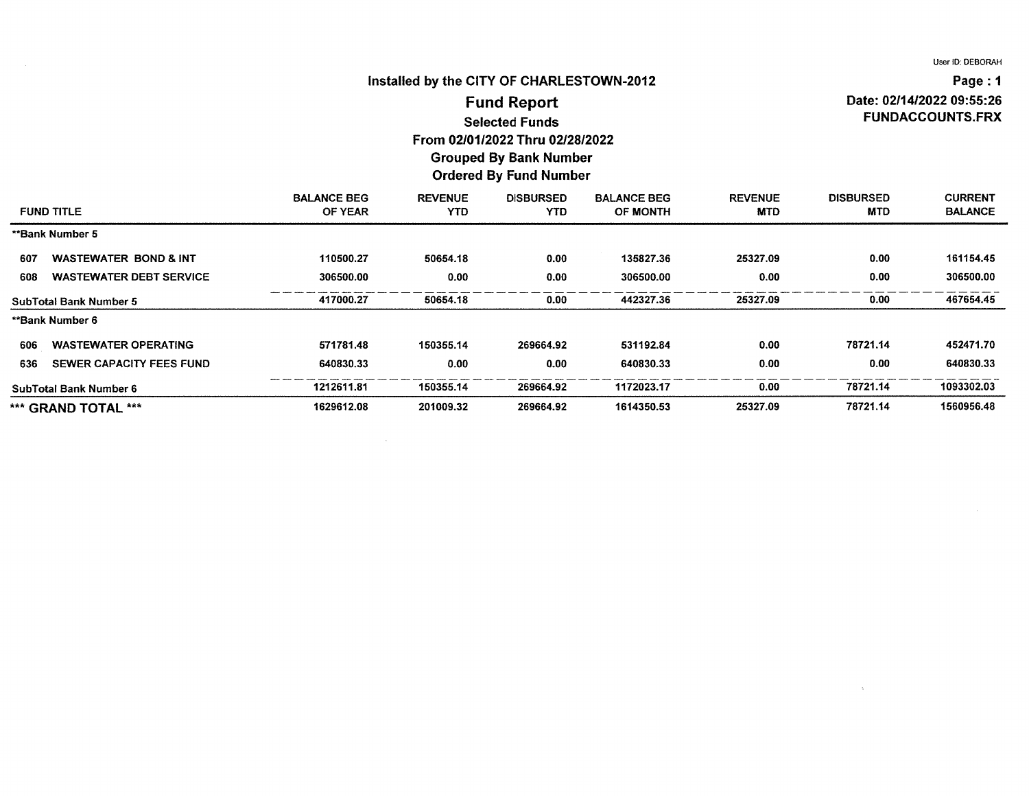User ID: DEBORAH

Installed by the CITY OF CHARLESTOWN-2012

# Fund Report

Page : 1
Date: 02/14/2022 09:55:26
FUNDACCOUNTS.FRX

**Selected Funds**
**From 02/01/2022 Thru 02/28/2022**
**Grouped By Bank Number**
**Ordered By Fund Number**

| FUND TITLE | BALANCE BEG OF YEAR | REVENUE YTD | DISBURSED YTD | BALANCE BEG OF MONTH | REVENUE MTD | DISBURSED MTD | CURRENT BALANCE |
|---|---|---|---|---|---|---|---|
| **Bank Number 5 | | | | | | | |
| 607 WASTEWATER BOND & INT | 110500.27 | 50654.18 | 0.00 | 135827.36 | 25327.09 | 0.00 | 161154.45 |
| 608 WASTEWATER DEBT SERVICE | 306500.00 | 0.00 | 0.00 | 306500.00 | 0.00 | 0.00 | 306500.00 |
| SubTotal Bank Number 5 | 417000.27 | 50654.18 | 0.00 | 442327.36 | 25327.09 | 0.00 | 467654.45 |
| **Bank Number 6 | | | | | | | |
| 606 WASTEWATER OPERATING | 571781.48 | 150355.14 | 269664.92 | 531192.84 | 0.00 | 78721.14 | 452471.70 |
| 636 SEWER CAPACITY FEES FUND | 640830.33 | 0.00 | 0.00 | 640830.33 | 0.00 | 0.00 | 640830.33 |
| SubTotal Bank Number 6 | 1212611.81 | 150355.14 | 269664.92 | 1172023.17 | 0.00 | 78721.14 | 1093302.03 |
| *** GRAND TOTAL *** | 1629612.08 | 201009.32 | 269664.92 | 1614350.53 | 25327.09 | 78721.14 | 1560956.48 |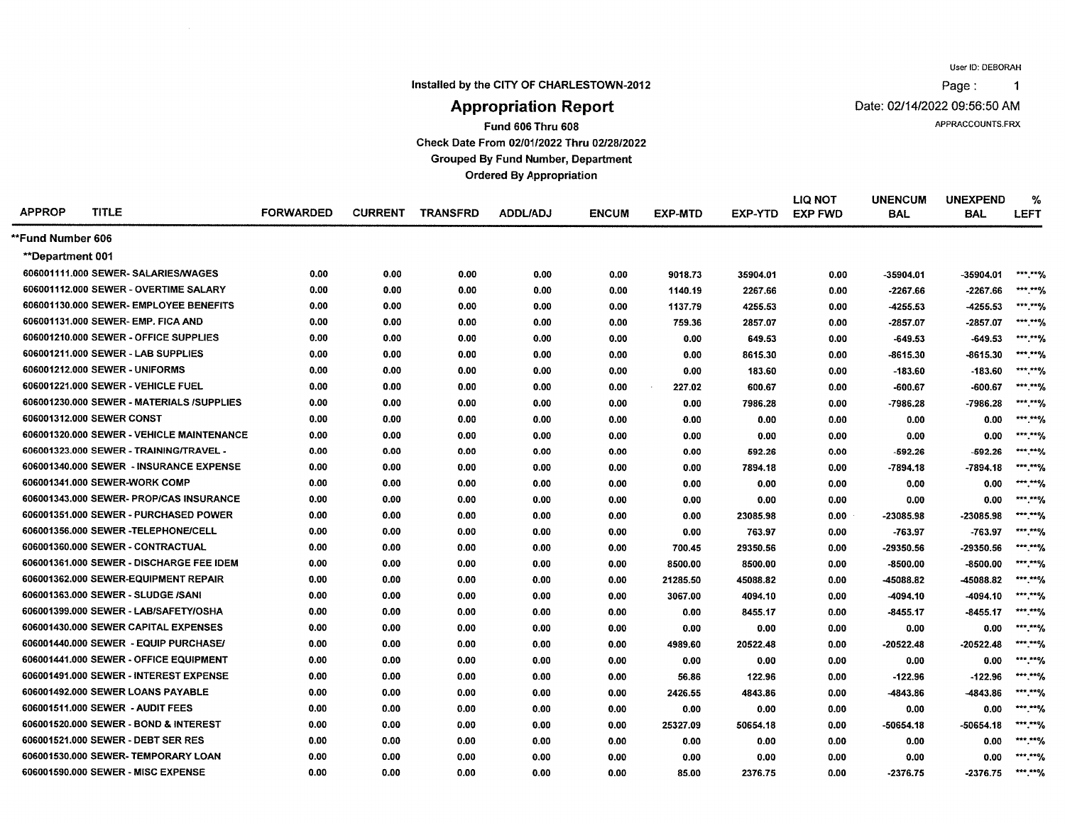User ID: DEBORAH

Installed by the CITY OF CHARLESTOWN-2012

# Appropriation Report

Date: 02/14/2022 09:56:50 AM

APPRACCOUNTS.FRX

**Fund 606 Thru 608**

**Check Date From 02/01/2022 Thru 02/28/2022**

**Grouped By Fund Number, Department**

**Ordered By Appropriation**

| APPROP | TITLE | FORWARDED | CURRENT | TRANSFRD | ADDL/ADJ | ENCUM | EXP-MTD | EXP-YTD | LIQ NOT EXP FWD | UNENCUM BAL | UNEXPEND BAL | % LEFT |
|---|---|---|---|---|---|---|---|---|---|---|---|---|
| **Fund Number 606** | | | | | | | | | | | | |
| **Department 001** | | | | | | | | | | | | |
| 606001111.000 | SEWER- SALARIES/WAGES | 0.00 | 0.00 | 0.00 | 0.00 | 0.00 | 9018.73 | 35904.01 | 0.00 | -35904.01 | -35904.01 | \*\*\*.\*\*% |
| 606001112.000 | SEWER - OVERTIME SALARY | 0.00 | 0.00 | 0.00 | 0.00 | 0.00 | 1140.19 | 2267.66 | 0.00 | -2267.66 | -2267.66 | \*\*\*.\*\*% |
| 606001130.000 | SEWER- EMPLOYEE BENEFITS | 0.00 | 0.00 | 0.00 | 0.00 | 0.00 | 1137.79 | 4255.53 | 0.00 | -4255.53 | -4255.53 | \*\*\*.\*\*% |
| 606001131.000 | SEWER- EMP. FICA AND | 0.00 | 0.00 | 0.00 | 0.00 | 0.00 | 759.36 | 2857.07 | 0.00 | -2857.07 | -2857.07 | \*\*\*.\*\*% |
| 606001210.000 | SEWER - OFFICE SUPPLIES | 0.00 | 0.00 | 0.00 | 0.00 | 0.00 | 0.00 | 649.53 | 0.00 | -649.53 | -649.53 | \*\*\*.\*\*% |
| 606001211.000 | SEWER - LAB SUPPLIES | 0.00 | 0.00 | 0.00 | 0.00 | 0.00 | 0.00 | 8615.30 | 0.00 | -8615.30 | -8615.30 | \*\*\*.\*\*% |
| 606001212.000 | SEWER - UNIFORMS | 0.00 | 0.00 | 0.00 | 0.00 | 0.00 | 0.00 | 183.60 | 0.00 | -183.60 | -183.60 | \*\*\*.\*\*% |
| 606001221.000 | SEWER - VEHICLE FUEL | 0.00 | 0.00 | 0.00 | 0.00 | 0.00 | 227.02 | 600.67 | 0.00 | -600.67 | -600.67 | \*\*\*.\*\*% |
| 606001230.000 | SEWER - MATERIALS /SUPPLIES | 0.00 | 0.00 | 0.00 | 0.00 | 0.00 | 0.00 | 7986.28 | 0.00 | -7986.28 | -7986.28 | \*\*\*.\*\*% |
| 606001312.000 | SEWER CONST | 0.00 | 0.00 | 0.00 | 0.00 | 0.00 | 0.00 | 0.00 | 0.00 | 0.00 | 0.00 | \*\*\*.\*\*% |
| 606001320.000 | SEWER - VEHICLE MAINTENANCE | 0.00 | 0.00 | 0.00 | 0.00 | 0.00 | 0.00 | 0.00 | 0.00 | 0.00 | 0.00 | \*\*\*.\*\*% |
| 606001323.000 | SEWER - TRAINING/TRAVEL - | 0.00 | 0.00 | 0.00 | 0.00 | 0.00 | 0.00 | 592.26 | 0.00 | -592.26 | -592.26 | \*\*\*.\*\*% |
| 606001340.000 | SEWER - INSURANCE EXPENSE | 0.00 | 0.00 | 0.00 | 0.00 | 0.00 | 0.00 | 7894.18 | 0.00 | -7894.18 | -7894.18 | \*\*\*.\*\*% |
| 606001341.000 | SEWER-WORK COMP | 0.00 | 0.00 | 0.00 | 0.00 | 0.00 | 0.00 | 0.00 | 0.00 | 0.00 | 0.00 | \*\*\*.\*\*% |
| 606001343.000 | SEWER- PROP/CAS INSURANCE | 0.00 | 0.00 | 0.00 | 0.00 | 0.00 | 0.00 | 0.00 | 0.00 | 0.00 | 0.00 | \*\*\*.\*\*% |
| 606001351.000 | SEWER - PURCHASED POWER | 0.00 | 0.00 | 0.00 | 0.00 | 0.00 | 0.00 | 23085.98 | 0.00 | -23085.98 | -23085.98 | \*\*\*.\*\*% |
| 606001356.000 | SEWER -TELEPHONE/CELL | 0.00 | 0.00 | 0.00 | 0.00 | 0.00 | 0.00 | 763.97 | 0.00 | -763.97 | -763.97 | \*\*\*.\*\*% |
| 606001360.000 | SEWER - CONTRACTUAL | 0.00 | 0.00 | 0.00 | 0.00 | 0.00 | 700.45 | 29350.56 | 0.00 | -29350.56 | -29350.56 | \*\*\*.\*\*% |
| 606001361.000 | SEWER - DISCHARGE FEE IDEM | 0.00 | 0.00 | 0.00 | 0.00 | 0.00 | 8500.00 | 8500.00 | 0.00 | -8500.00 | -8500.00 | \*\*\*.\*\*% |
| 606001362.000 | SEWER-EQUIPMENT REPAIR | 0.00 | 0.00 | 0.00 | 0.00 | 0.00 | 21285.50 | 45088.82 | 0.00 | -45088.82 | -45088.82 | \*\*\*.\*\*% |
| 606001363.000 | SEWER - SLUDGE /SANI | 0.00 | 0.00 | 0.00 | 0.00 | 0.00 | 3067.00 | 4094.10 | 0.00 | -4094.10 | -4094.10 | \*\*\*.\*\*% |
| 606001399.000 | SEWER - LAB/SAFETY/OSHA | 0.00 | 0.00 | 0.00 | 0.00 | 0.00 | 0.00 | 8455.17 | 0.00 | -8455.17 | -8455.17 | \*\*\*.\*\*% |
| 606001430.000 | SEWER CAPITAL EXPENSES | 0.00 | 0.00 | 0.00 | 0.00 | 0.00 | 0.00 | 0.00 | 0.00 | 0.00 | 0.00 | \*\*\*.\*\*% |
| 606001440.000 | SEWER - EQUIP PURCHASE/ | 0.00 | 0.00 | 0.00 | 0.00 | 0.00 | 4989.60 | 20522.48 | 0.00 | -20522.48 | -20522.48 | \*\*\*.\*\*% |
| 606001441.000 | SEWER - OFFICE EQUIPMENT | 0.00 | 0.00 | 0.00 | 0.00 | 0.00 | 0.00 | 0.00 | 0.00 | 0.00 | 0.00 | \*\*\*.\*\*% |
| 606001491.000 | SEWER - INTEREST EXPENSE | 0.00 | 0.00 | 0.00 | 0.00 | 0.00 | 56.86 | 122.96 | 0.00 | -122.96 | -122.96 | \*\*\*.\*\*% |
| 606001492.000 | SEWER LOANS PAYABLE | 0.00 | 0.00 | 0.00 | 0.00 | 0.00 | 2426.55 | 4843.86 | 0.00 | -4843.86 | -4843.86 | \*\*\*.\*\*% |
| 606001511.000 | SEWER - AUDIT FEES | 0.00 | 0.00 | 0.00 | 0.00 | 0.00 | 0.00 | 0.00 | 0.00 | 0.00 | 0.00 | \*\*\*.\*\*% |
| 606001520.000 | SEWER - BOND & INTEREST | 0.00 | 0.00 | 0.00 | 0.00 | 0.00 | 25327.09 | 50654.18 | 0.00 | -50654.18 | -50654.18 | \*\*\*.\*\*% |
| 606001521.000 | SEWER - DEBT SER RES | 0.00 | 0.00 | 0.00 | 0.00 | 0.00 | 0.00 | 0.00 | 0.00 | 0.00 | 0.00 | \*\*\*.\*\*% |
| 606001530.000 | SEWER- TEMPORARY LOAN | 0.00 | 0.00 | 0.00 | 0.00 | 0.00 | 0.00 | 0.00 | 0.00 | 0.00 | 0.00 | \*\*\*.\*\*% |
| 606001590.000 | SEWER - MISC EXPENSE | 0.00 | 0.00 | 0.00 | 0.00 | 0.00 | 85.00 | 2376.75 | 0.00 | -2376.75 | -2376.75 | \*\*\*.\*\*% |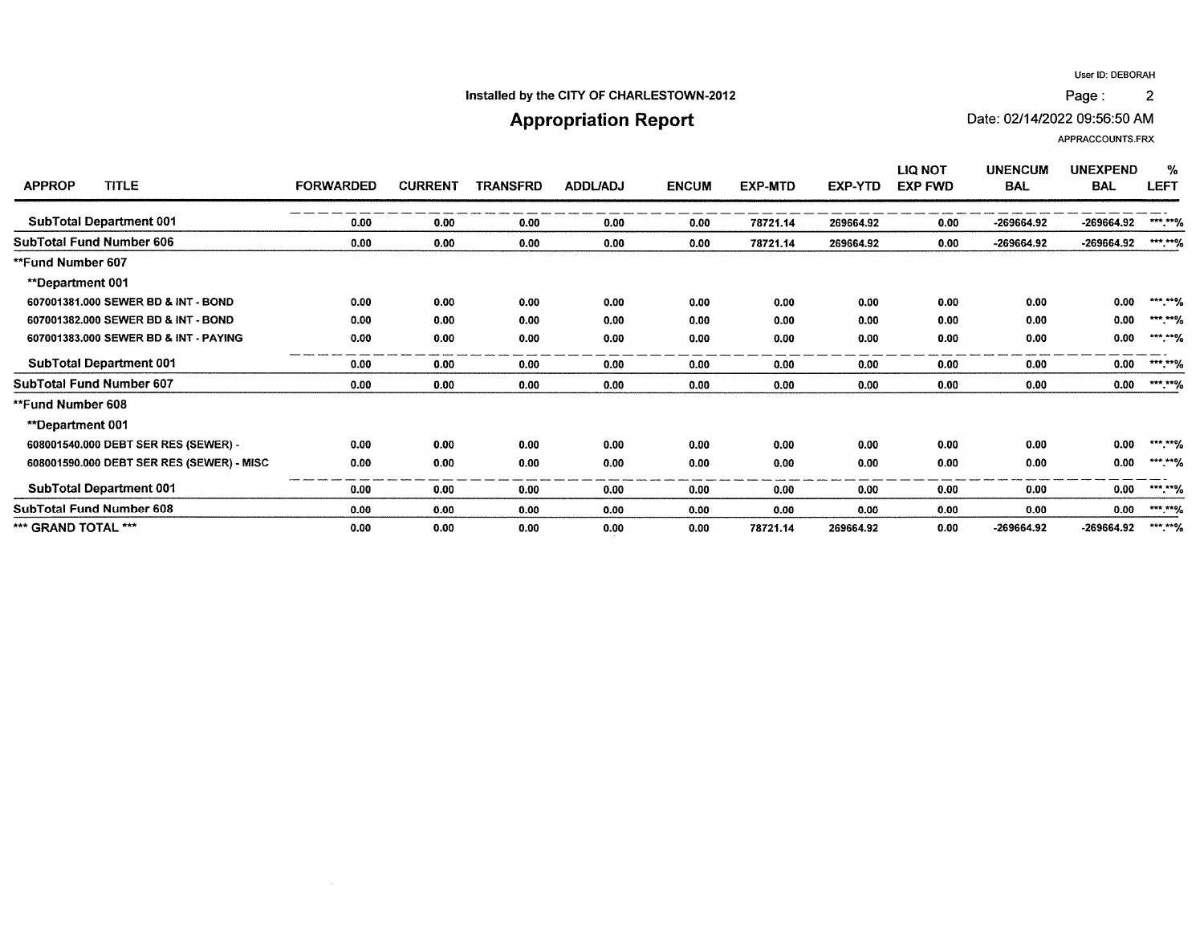Installed by the CITY OF CHARLESTOWN-2012

# Appropriation Report

User ID: DEBORAH
Date: 02/14/2022 09:56:50 AM
APPRACCOUNTS.FRX

| APPROP TITLE | FORWARDED | CURRENT | TRANSFRD | ADDL/ADJ | ENCUM | EXP-MTD | EXP-YTD | LIQ NOT EXP FWD | UNENCUM BAL | UNEXPEND BAL | % LEFT |
|---|---|---|---|---|---|---|---|---|---|---|---|
| **SubTotal Department 001** | 0.00 | 0.00 | 0.00 | 0.00 | 0.00 | 78721.14 | 269664.92 | 0.00 | -269664.92 | -269664.92 | \*\*\*.\*\*% |
| **SubTotal Fund Number 606** | 0.00 | 0.00 | 0.00 | 0.00 | 0.00 | 78721.14 | 269664.92 | 0.00 | -269664.92 | -269664.92 | \*\*\*.\*\*% |
| **\*\*Fund Number 607** | | | | | | | | | | | |
| **\*\*Department 001** | | | | | | | | | | | |
| 607001381.000 SEWER BD & INT - BOND | 0.00 | 0.00 | 0.00 | 0.00 | 0.00 | 0.00 | 0.00 | 0.00 | 0.00 | 0.00 | \*\*\*.\*\*% |
| 607001382.000 SEWER BD & INT - BOND | 0.00 | 0.00 | 0.00 | 0.00 | 0.00 | 0.00 | 0.00 | 0.00 | 0.00 | 0.00 | \*\*\*.\*\*% |
| 607001383.000 SEWER BD & INT - PAYING | 0.00 | 0.00 | 0.00 | 0.00 | 0.00 | 0.00 | 0.00 | 0.00 | 0.00 | 0.00 | \*\*\*.\*\*% |
| **SubTotal Department 001** | 0.00 | 0.00 | 0.00 | 0.00 | 0.00 | 0.00 | 0.00 | 0.00 | 0.00 | 0.00 | \*\*\*.\*\*% |
| **SubTotal Fund Number 607** | 0.00 | 0.00 | 0.00 | 0.00 | 0.00 | 0.00 | 0.00 | 0.00 | 0.00 | 0.00 | \*\*\*.\*\*% |
| **\*\*Fund Number 608** | | | | | | | | | | | |
| **\*\*Department 001** | | | | | | | | | | | |
| 608001540.000 DEBT SER RES (SEWER) - | 0.00 | 0.00 | 0.00 | 0.00 | 0.00 | 0.00 | 0.00 | 0.00 | 0.00 | 0.00 | \*\*\*.\*\*% |
| 608001590.000 DEBT SER RES (SEWER) - MISC | 0.00 | 0.00 | 0.00 | 0.00 | 0.00 | 0.00 | 0.00 | 0.00 | 0.00 | 0.00 | \*\*\*.\*\*% |
| **SubTotal Department 001** | 0.00 | 0.00 | 0.00 | 0.00 | 0.00 | 0.00 | 0.00 | 0.00 | 0.00 | 0.00 | \*\*\*.\*\*% |
| **SubTotal Fund Number 608** | 0.00 | 0.00 | 0.00 | 0.00 | 0.00 | 0.00 | 0.00 | 0.00 | 0.00 | 0.00 | \*\*\*.\*\*% |
| **\*\*\* GRAND TOTAL \*\*\*** | 0.00 | 0.00 | 0.00 | 0.00 | 0.00 | 78721.14 | 269664.92 | 0.00 | -269664.92 | -269664.92 | \*\*\*.\*\*% |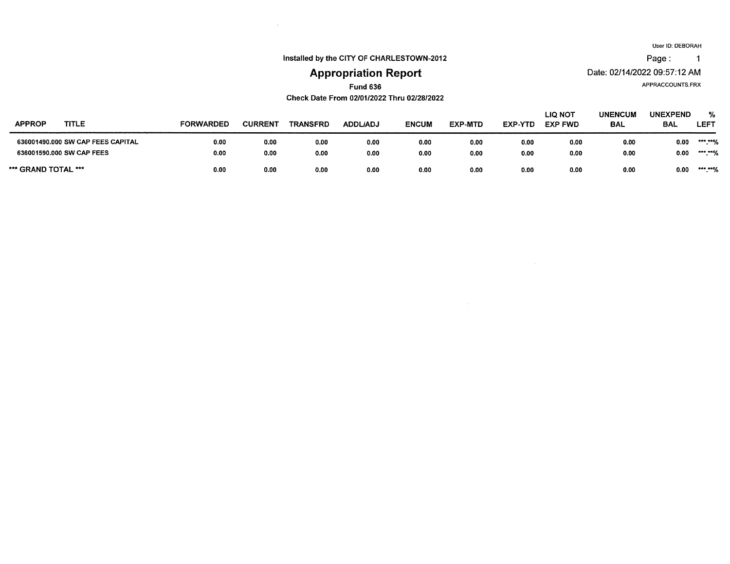User ID: DEBORAH

Installed by the CITY OF CHARLESTOWN-2012

# Appropriation Report

Date: 02/14/2022 09:57:12 AM

APPRACCOUNTS.FRX

**Fund 636**

**Check Date From 02/01/2022 Thru 02/28/2022**

| APPROP | TITLE | FORWARDED | CURRENT | TRANSFRD | ADDL/ADJ | ENCUM | EXP-MTD | EXP-YTD | LIQ NOT EXP FWD | UNENCUM BAL | UNEXPEND BAL | % LEFT |
|---|---|---|---|---|---|---|---|---|---|---|---|---|
| 636001490.000 | SW CAP FEES CAPITAL | 0.00 | 0.00 | 0.00 | 0.00 | 0.00 | 0.00 | 0.00 | 0.00 | 0.00 | 0.00 | \*\*\*.\*\*% |
| 636001590.000 | SW CAP FEES | 0.00 | 0.00 | 0.00 | 0.00 | 0.00 | 0.00 | 0.00 | 0.00 | 0.00 | 0.00 | \*\*\*.\*\*% |
| \*\*\* GRAND TOTAL \*\*\* | | 0.00 | 0.00 | 0.00 | 0.00 | 0.00 | 0.00 | 0.00 | 0.00 | 0.00 | 0.00 | \*\*\*.\*\*% |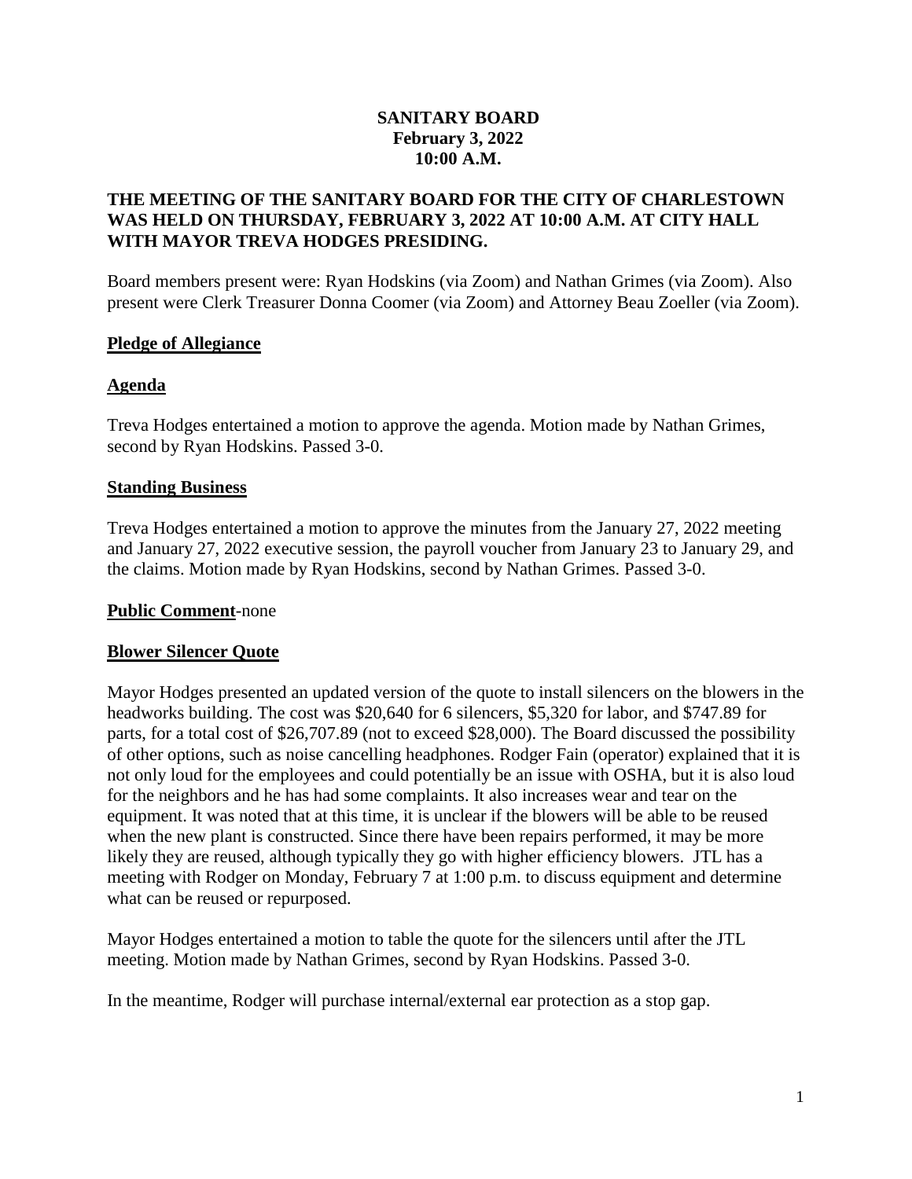**SANITARY BOARD**
**February 3, 2022**
**10:00 A.M.**

**THE MEETING OF THE SANITARY BOARD FOR THE CITY OF CHARLESTOWN WAS HELD ON THURSDAY, FEBRUARY 3, 2022 AT 10:00 A.M. AT CITY HALL WITH MAYOR TREVA HODGES PRESIDING.**

Board members present were: Ryan Hodskins (via Zoom) and Nathan Grimes (via Zoom). Also present were Clerk Treasurer Donna Coomer (via Zoom) and Attorney Beau Zoeller (via Zoom).

## Pledge of Allegiance

## Agenda

Treva Hodges entertained a motion to approve the agenda. Motion made by Nathan Grimes, second by Ryan Hodskins. Passed 3-0.

## Standing Business

Treva Hodges entertained a motion to approve the minutes from the January 27, 2022 meeting and January 27, 2022 executive session, the payroll voucher from January 23 to January 29, and the claims. Motion made by Ryan Hodskins, second by Nathan Grimes. Passed 3-0.

**Public Comment**-none

## Blower Silencer Quote

Mayor Hodges presented an updated version of the quote to install silencers on the blowers in the headworks building. The cost was $20,640 for 6 silencers, $5,320 for labor, and $747.89 for parts, for a total cost of $26,707.89 (not to exceed $28,000). The Board discussed the possibility of other options, such as noise cancelling headphones. Rodger Fain (operator) explained that it is not only loud for the employees and could potentially be an issue with OSHA, but it is also loud for the neighbors and he has had some complaints. It also increases wear and tear on the equipment. It was noted that at this time, it is unclear if the blowers will be able to be reused when the new plant is constructed. Since there have been repairs performed, it may be more likely they are reused, although typically they go with higher efficiency blowers. JTL has a meeting with Rodger on Monday, February 7 at 1:00 p.m. to discuss equipment and determine what can be reused or repurposed.

Mayor Hodges entertained a motion to table the quote for the silencers until after the JTL meeting. Motion made by Nathan Grimes, second by Ryan Hodskins. Passed 3-0.

In the meantime, Rodger will purchase internal/external ear protection as a stop gap.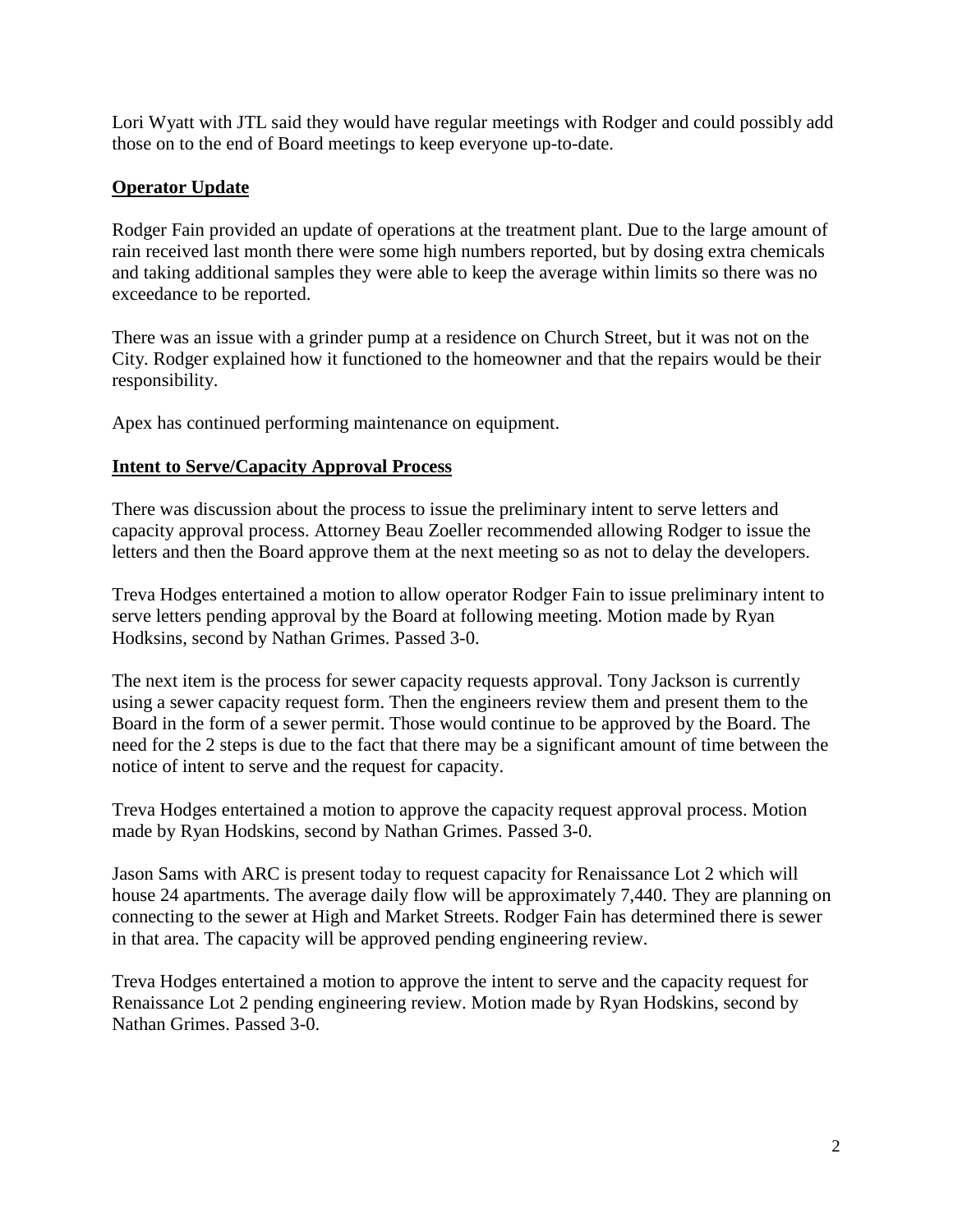Lori Wyatt with JTL said they would have regular meetings with Rodger and could possibly add those on to the end of Board meetings to keep everyone up-to-date.

## **Operator Update**

Rodger Fain provided an update of operations at the treatment plant. Due to the large amount of rain received last month there were some high numbers reported, but by dosing extra chemicals and taking additional samples they were able to keep the average within limits so there was no exceedance to be reported.

There was an issue with a grinder pump at a residence on Church Street, but it was not on the City. Rodger explained how it functioned to the homeowner and that the repairs would be their responsibility.

Apex has continued performing maintenance on equipment.

## **Intent to Serve/Capacity Approval Process**

There was discussion about the process to issue the preliminary intent to serve letters and capacity approval process. Attorney Beau Zoeller recommended allowing Rodger to issue the letters and then the Board approve them at the next meeting so as not to delay the developers.

Treva Hodges entertained a motion to allow operator Rodger Fain to issue preliminary intent to serve letters pending approval by the Board at following meeting. Motion made by Ryan Hodksins, second by Nathan Grimes. Passed 3-0.

The next item is the process for sewer capacity requests approval. Tony Jackson is currently using a sewer capacity request form. Then the engineers review them and present them to the Board in the form of a sewer permit. Those would continue to be approved by the Board. The need for the 2 steps is due to the fact that there may be a significant amount of time between the notice of intent to serve and the request for capacity.

Treva Hodges entertained a motion to approve the capacity request approval process. Motion made by Ryan Hodskins, second by Nathan Grimes. Passed 3-0.

Jason Sams with ARC is present today to request capacity for Renaissance Lot 2 which will house 24 apartments. The average daily flow will be approximately 7,440. They are planning on connecting to the sewer at High and Market Streets. Rodger Fain has determined there is sewer in that area. The capacity will be approved pending engineering review.

Treva Hodges entertained a motion to approve the intent to serve and the capacity request for Renaissance Lot 2 pending engineering review. Motion made by Ryan Hodskins, second by Nathan Grimes. Passed 3-0.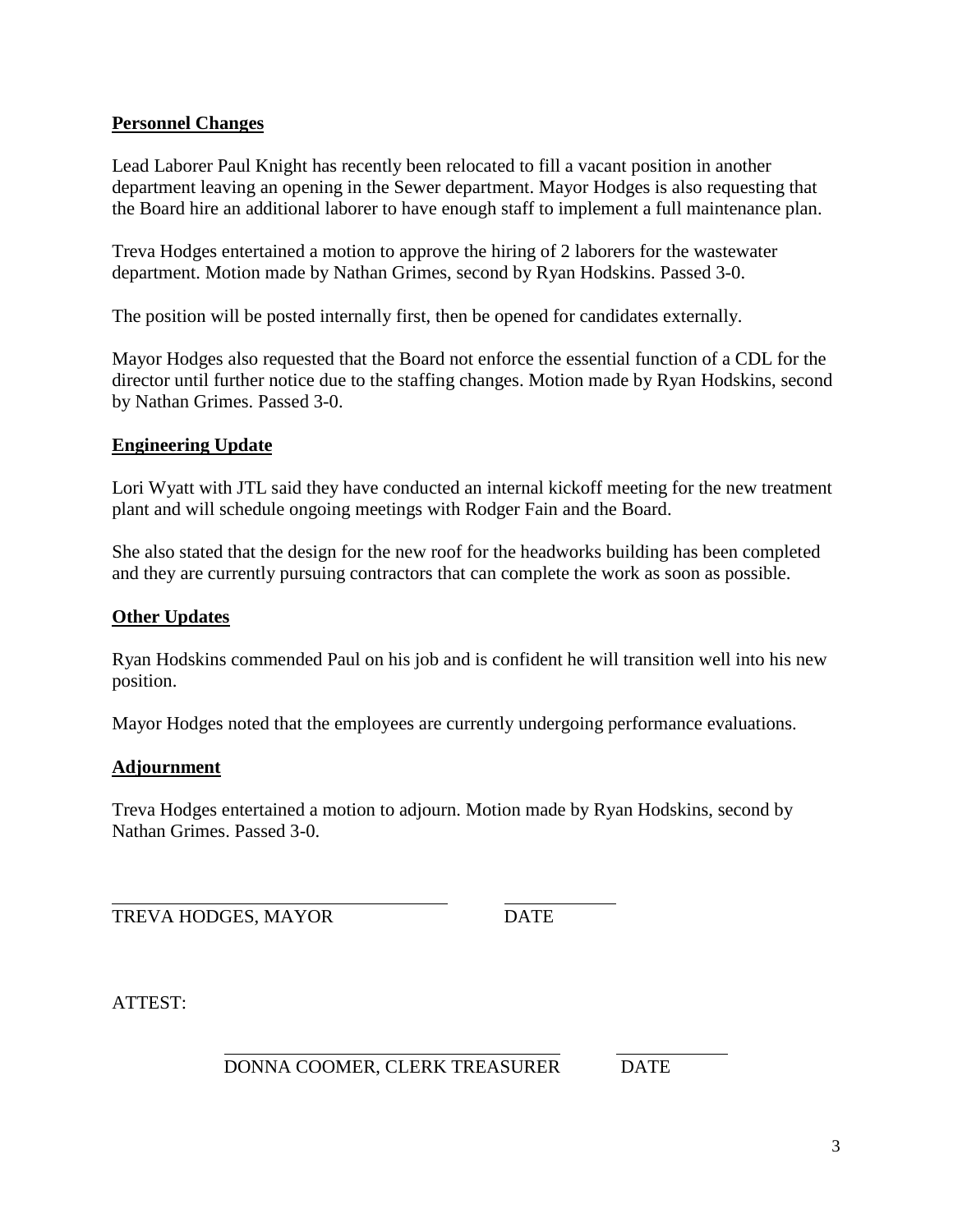**Personnel Changes**

Lead Laborer Paul Knight has recently been relocated to fill a vacant position in another department leaving an opening in the Sewer department. Mayor Hodges is also requesting that the Board hire an additional laborer to have enough staff to implement a full maintenance plan.

Treva Hodges entertained a motion to approve the hiring of 2 laborers for the wastewater department. Motion made by Nathan Grimes, second by Ryan Hodskins. Passed 3-0.

The position will be posted internally first, then be opened for candidates externally.

Mayor Hodges also requested that the Board not enforce the essential function of a CDL for the director until further notice due to the staffing changes. Motion made by Ryan Hodskins, second by Nathan Grimes. Passed 3-0.

**Engineering Update**

Lori Wyatt with JTL said they have conducted an internal kickoff meeting for the new treatment plant and will schedule ongoing meetings with Rodger Fain and the Board.

She also stated that the design for the new roof for the headworks building has been completed and they are currently pursuing contractors that can complete the work as soon as possible.

**Other Updates**

Ryan Hodskins commended Paul on his job and is confident he will transition well into his new position.

Mayor Hodges noted that the employees are currently undergoing performance evaluations.

**Adjournment**

Treva Hodges entertained a motion to adjourn. Motion made by Ryan Hodskins, second by Nathan Grimes. Passed 3-0.

______________________________ ____________
TREVA HODGES, MAYOR DATE

ATTEST:

______________________________ ____________
DONNA COOMER, CLERK TREASURER DATE